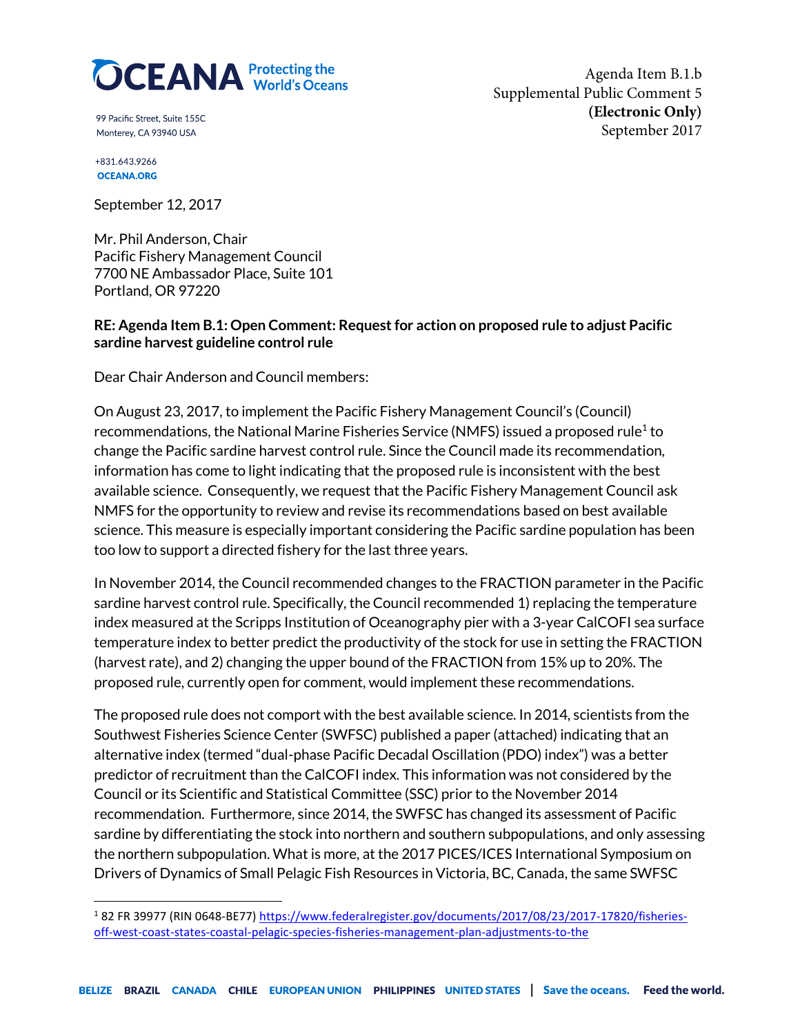**OCEANA** Protecting the World's Oceans

99 Pacific Street, Suite 155C
Monterey, CA 93940 USA

+831.643.9266
OCEANA.ORG

Agenda Item B.1.b
Supplemental Public Comment 5
**(Electronic Only)**
September 2017

September 12, 2017

Mr. Phil Anderson, Chair
Pacific Fishery Management Council
7700 NE Ambassador Place, Suite 101
Portland, OR 97220

**RE: Agenda Item B.1: Open Comment: Request for action on proposed rule to adjust Pacific sardine harvest guideline control rule**

Dear Chair Anderson and Council members:

On August 23, 2017, to implement the Pacific Fishery Management Council's (Council) recommendations, the National Marine Fisheries Service (NMFS) issued a proposed rule[1] to change the Pacific sardine harvest control rule. Since the Council made its recommendation, information has come to light indicating that the proposed rule is inconsistent with the best available science. Consequently, we request that the Pacific Fishery Management Council ask NMFS for the opportunity to review and revise its recommendations based on best available science. This measure is especially important considering the Pacific sardine population has been too low to support a directed fishery for the last three years.

In November 2014, the Council recommended changes to the FRACTION parameter in the Pacific sardine harvest control rule. Specifically, the Council recommended 1) replacing the temperature index measured at the Scripps Institution of Oceanography pier with a 3-year CalCOFI sea surface temperature index to better predict the productivity of the stock for use in setting the FRACTION (harvest rate), and 2) changing the upper bound of the FRACTION from 15% up to 20%. The proposed rule, currently open for comment, would implement these recommendations.

The proposed rule does not comport with the best available science. In 2014, scientists from the Southwest Fisheries Science Center (SWFSC) published a paper (attached) indicating that an alternative index (termed "dual-phase Pacific Decadal Oscillation (PDO) index") was a better predictor of recruitment than the CalCOFI index. This information was not considered by the Council or its Scientific and Statistical Committee (SSC) prior to the November 2014 recommendation. Furthermore, since 2014, the SWFSC has changed its assessment of Pacific sardine by differentiating the stock into northern and southern subpopulations, and only assessing the northern subpopulation. What is more, at the 2017 PICES/ICES International Symposium on Drivers of Dynamics of Small Pelagic Fish Resources in Victoria, BC, Canada, the same SWFSC

[1] 82 FR 39977 (RIN 0648-BE77) https://www.federalregister.gov/documents/2017/08/23/2017-17820/fisheries-off-west-coast-states-coastal-pelagic-species-fisheries-management-plan-adjustments-to-the

BELIZE BRAZIL CANADA CHILE EUROPEAN UNION PHILIPPINES UNITED STATES | Save the oceans. Feed the world.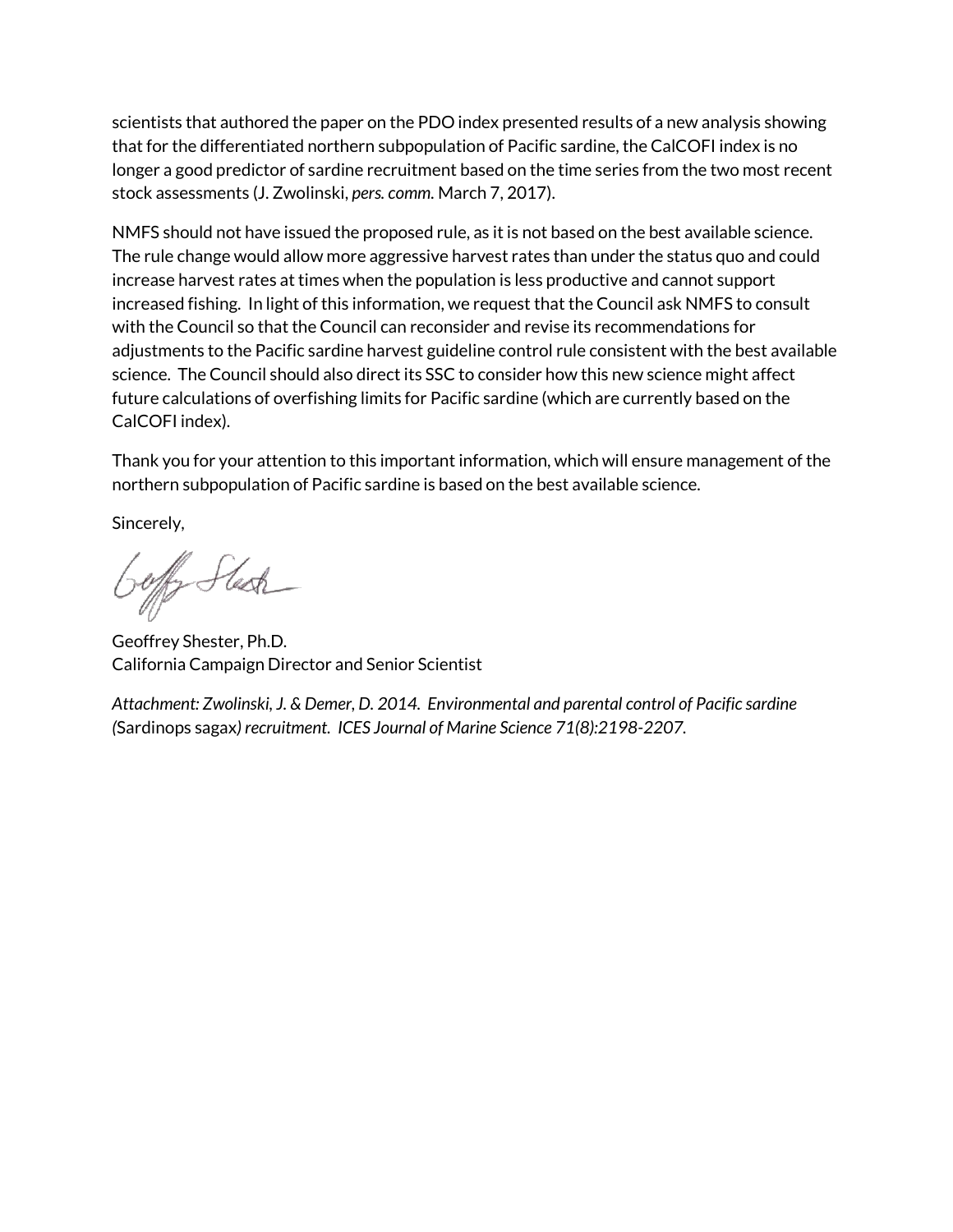scientists that authored the paper on the PDO index presented results of a new analysis showing that for the differentiated northern subpopulation of Pacific sardine, the CalCOFI index is no longer a good predictor of sardine recruitment based on the time series from the two most recent stock assessments (J. Zwolinski, *pers. comm.* March 7, 2017).

NMFS should not have issued the proposed rule, as it is not based on the best available science. The rule change would allow more aggressive harvest rates than under the status quo and could increase harvest rates at times when the population is less productive and cannot support increased fishing. In light of this information, we request that the Council ask NMFS to consult with the Council so that the Council can reconsider and revise its recommendations for adjustments to the Pacific sardine harvest guideline control rule consistent with the best available science. The Council should also direct its SSC to consider how this new science might affect future calculations of overfishing limits for Pacific sardine (which are currently based on the CalCOFI index).

Thank you for your attention to this important information, which will ensure management of the northern subpopulation of Pacific sardine is based on the best available science.

Sincerely,

Geoffrey Shester, Ph.D.
California Campaign Director and Senior Scientist

*Attachment: Zwolinski, J. & Demer, D. 2014. Environmental and parental control of Pacific sardine (*Sardinops sagax*) recruitment. ICES Journal of Marine Science 71(8):2198-2207.*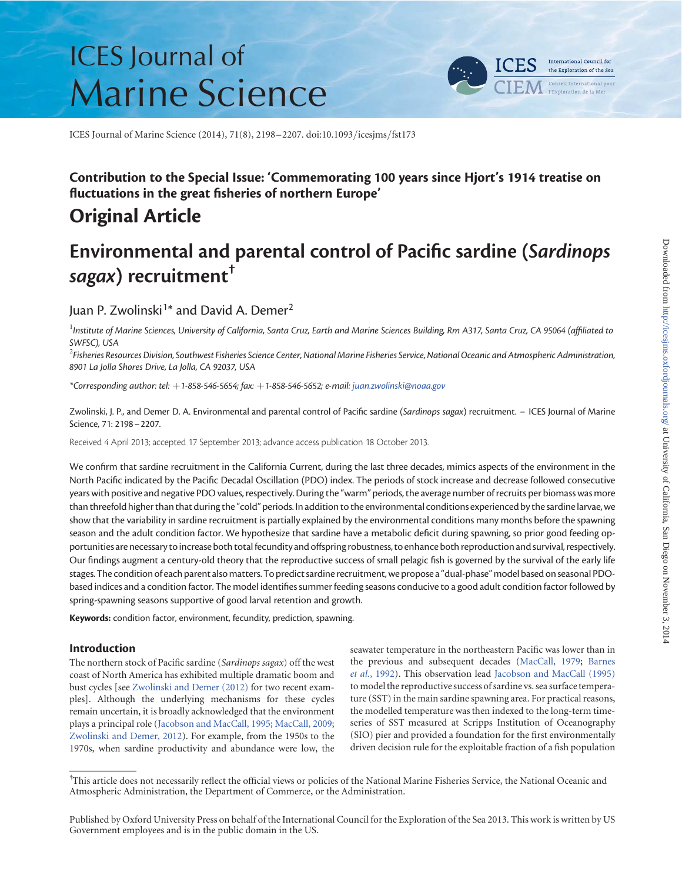ICES Journal of Marine Science (2014), 71(8), 2198–2207. doi:10.1093/icesjms/fst173

## Contribution to the Special Issue: 'Commemorating 100 years since Hjort's 1914 treatise on fluctuations in the great fisheries of northern Europe'

## Original Article

# Environmental and parental control of Pacific sardine (*Sardinops sagax*) recruitment[†]

Juan P. Zwolinski[1]* and David A. Demer[2]

[1] *Institute of Marine Sciences, University of California, Santa Cruz, Earth and Marine Sciences Building, Rm A317, Santa Cruz, CA 95064 (affiliated to SWFSC), USA*

[2] *Fisheries Resources Division, Southwest Fisheries Science Center, National Marine Fisheries Service, National Oceanic and Atmospheric Administration, 8901 La Jolla Shores Drive, La Jolla, CA 92037, USA*

*\*Corresponding author: tel: +1-858-546-5654; fax: +1-858-546-5652; e-mail: juan.zwolinski@noaa.gov*

Zwolinski, J. P., and Demer D. A. Environmental and parental control of Pacific sardine (*Sardinops sagax*) recruitment. – ICES Journal of Marine Science, 71: 2198–2207.

Received 4 April 2013; accepted 17 September 2013; advance access publication 18 October 2013.

We confirm that sardine recruitment in the California Current, during the last three decades, mimics aspects of the environment in the North Pacific indicated by the Pacific Decadal Oscillation (PDO) index. The periods of stock increase and decrease followed consecutive years with positive and negative PDO values, respectively. During the "warm" periods, the average number of recruits per biomass was more than threefold higher than that during the "cold" periods. In addition to the environmental conditions experienced by the sardine larvae, we show that the variability in sardine recruitment is partially explained by the environmental conditions many months before the spawning season and the adult condition factor. We hypothesize that sardine have a metabolic deficit during spawning, so prior good feeding opportunities are necessary to increase both total fecundity and offspring robustness, to enhance both reproduction and survival, respectively. Our findings augment a century-old theory that the reproductive success of small pelagic fish is governed by the survival of the early life stages. The condition of each parent also matters. To predict sardine recruitment, we propose a "dual-phase" model based on seasonal PDO-based indices and a condition factor. The model identifies summer feeding seasons conducive to a good adult condition factor followed by spring-spawning seasons supportive of good larval retention and growth.

**Keywords:** condition factor, environment, fecundity, prediction, spawning.

## Introduction

The northern stock of Pacific sardine (*Sardinops sagax*) off the west coast of North America has exhibited multiple dramatic boom and bust cycles [see Zwolinski and Demer (2012) for two recent examples]. Although the underlying mechanisms for these cycles remain uncertain, it is broadly acknowledged that the environment plays a principal role (Jacobson and MacCall, 1995; MacCall, 2009; Zwolinski and Demer, 2012). For example, from the 1950s to the 1970s, when sardine productivity and abundance were low, the seawater temperature in the northeastern Pacific was lower than in the previous and subsequent decades (MacCall, 1979; Barnes *et al.*, 1992). This observation lead Jacobson and MacCall (1995) to model the reproductive success of sardine vs. sea surface temperature (SST) in the main sardine spawning area. For practical reasons, the modelled temperature was then indexed to the long-term time-series of SST measured at Scripps Institution of Oceanography (SIO) pier and provided a foundation for the first environmentally driven decision rule for the exploitable fraction of a fish population

[†]This article does not necessarily reflect the official views or policies of the National Marine Fisheries Service, the National Oceanic and Atmospheric Administration, the Department of Commerce, or the Administration.

Published by Oxford University Press on behalf of the International Council for the Exploration of the Sea 2013. This work is written by US Government employees and is in the public domain in the US.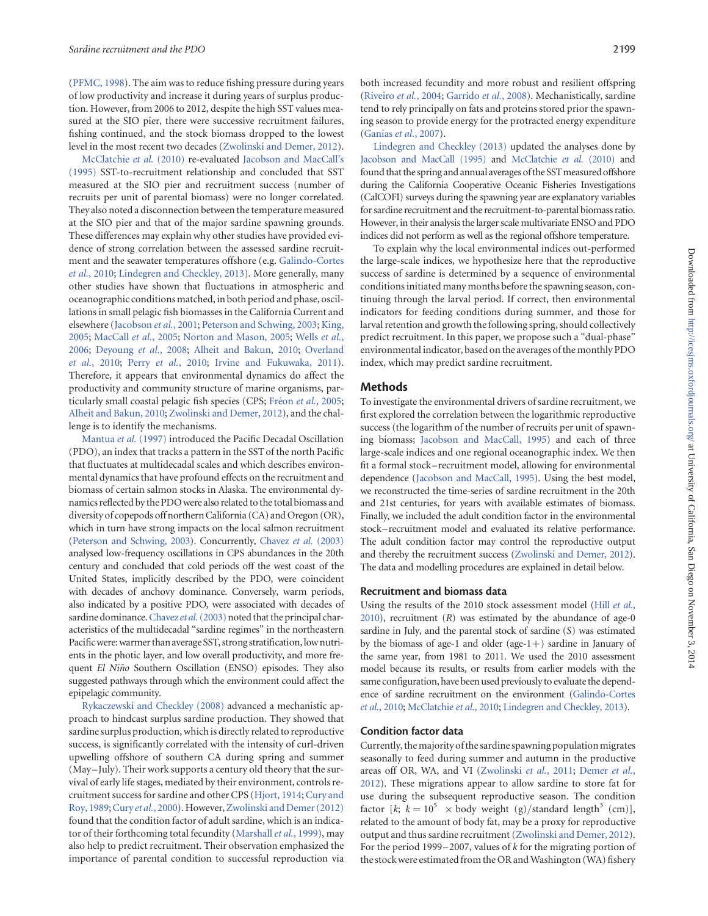(PFMC, 1998). The aim was to reduce fishing pressure during years of low productivity and increase it during years of surplus production. However, from 2006 to 2012, despite the high SST values measured at the SIO pier, there were successive recruitment failures, fishing continued, and the stock biomass dropped to the lowest level in the most recent two decades (Zwolinski and Demer, 2012).

McClatchie *et al.* (2010) re-evaluated Jacobson and MacCall's (1995) SST-to-recruitment relationship and concluded that SST measured at the SIO pier and recruitment success (number of recruits per unit of parental biomass) were no longer correlated. They also noted a disconnection between the temperature measured at the SIO pier and that of the major sardine spawning grounds. These differences may explain why other studies have provided evidence of strong correlation between the assessed sardine recruitment and the seawater temperatures offshore (e.g. Galindo-Cortes *et al.*, 2010; Lindegren and Checkley, 2013). More generally, many other studies have shown that fluctuations in atmospheric and oceanographic conditions matched, in both period and phase, oscillations in small pelagic fish biomasses in the California Current and elsewhere (Jacobson *et al.*, 2001; Peterson and Schwing, 2003; King, 2005; MacCall *et al.*, 2005; Norton and Mason, 2005; Wells *et al.*, 2006; Deyoung *et al.*, 2008; Alheit and Bakun, 2010; Overland *et al.*, 2010; Perry *et al.*, 2010; Irvine and Fukuwaka, 2011). Therefore, it appears that environmental dynamics do affect the productivity and community structure of marine organisms, particularly small coastal pelagic fish species (CPS; Fréon *et al.*, 2005; Alheit and Bakun, 2010; Zwolinski and Demer, 2012), and the challenge is to identify the mechanisms.

Mantua *et al.* (1997) introduced the Pacific Decadal Oscillation (PDO), an index that tracks a pattern in the SST of the north Pacific that fluctuates at multidecadal scales and which describes environmental dynamics that have profound effects on the recruitment and biomass of certain salmon stocks in Alaska. The environmental dynamics reflected by the PDO were also related to the total biomass and diversity of copepods off northern California (CA) and Oregon (OR), which in turn have strong impacts on the local salmon recruitment (Peterson and Schwing, 2003). Concurrently, Chavez *et al.* (2003) analysed low-frequency oscillations in CPS abundances in the 20th century and concluded that cold periods off the west coast of the United States, implicitly described by the PDO, were coincident with decades of anchovy dominance. Conversely, warm periods, also indicated by a positive PDO, were associated with decades of sardine dominance. Chavez *et al.* (2003) noted that the principal characteristics of the multidecadal "sardine regimes" in the northeastern Pacific were: warmer than average SST, strong stratification, low nutrients in the photic layer, and low overall productivity, and more frequent *El Niño* Southern Oscillation (ENSO) episodes. They also suggested pathways through which the environment could affect the epipelagic community.

Rykaczewski and Checkley (2008) advanced a mechanistic approach to hindcast surplus sardine production. They showed that sardine surplus production, which is directly related to reproductive success, is significantly correlated with the intensity of curl-driven upwelling offshore of southern CA during spring and summer (May–July). Their work supports a century old theory that the survival of early life stages, mediated by their environment, controls recruitment success for sardine and other CPS (Hjort, 1914; Cury and Roy, 1989; Cury *et al.*, 2000). However, Zwolinski and Demer (2012) found that the condition factor of adult sardine, which is an indicator of their forthcoming total fecundity (Marshall *et al.*, 1999), may also help to predict recruitment. Their observation emphasized the importance of parental condition to successful reproduction via both increased fecundity and more robust and resilient offspring (Riveiro *et al.*, 2004; Garrido *et al.*, 2008). Mechanistically, sardine tend to rely principally on fats and proteins stored prior the spawning season to provide energy for the protracted energy expenditure (Ganias *et al.*, 2007).

Lindegren and Checkley (2013) updated the analyses done by Jacobson and MacCall (1995) and McClatchie *et al.* (2010) and found that the spring and annual averages of the SST measured offshore during the California Cooperative Oceanic Fisheries Investigations (CalCOFI) surveys during the spawning year are explanatory variables for sardine recruitment and the recruitment-to-parental biomass ratio. However, in their analysis the larger scale multivariate ENSO and PDO indices did not perform as well as the regional offshore temperature.

To explain why the local environmental indices out-performed the large-scale indices, we hypothesize here that the reproductive success of sardine is determined by a sequence of environmental conditions initiated many months before the spawning season, continuing through the larval period. If correct, then environmental indicators for feeding conditions during summer, and those for larval retention and growth the following spring, should collectively predict recruitment. In this paper, we propose such a "dual-phase" environmental indicator, based on the averages of the monthly PDO index, which may predict sardine recruitment.

## Methods

To investigate the environmental drivers of sardine recruitment, we first explored the correlation between the logarithmic reproductive success (the logarithm of the number of recruits per unit of spawning biomass; Jacobson and MacCall, 1995) and each of three large-scale indices and one regional oceanographic index. We then fit a formal stock–recruitment model, allowing for environmental dependence (Jacobson and MacCall, 1995). Using the best model, we reconstructed the time-series of sardine recruitment in the 20th and 21st centuries, for years with available estimates of biomass. Finally, we included the adult condition factor in the environmental stock–recruitment model and evaluated its relative performance. The adult condition factor may control the reproductive output and thereby the recruitment success (Zwolinski and Demer, 2012). The data and modelling procedures are explained in detail below.

### Recruitment and biomass data

Using the results of the 2010 stock assessment model (Hill *et al.*, 2010), recruitment ($R$) was estimated by the abundance of age-0 sardine in July, and the parental stock of sardine ($S$) was estimated by the biomass of age-1 and older (age-1+) sardine in January of the same year, from 1981 to 2011. We used the 2010 assessment model because its results, or results from earlier models with the same configuration, have been used previously to evaluate the dependence of sardine recruitment on the environment (Galindo-Cortes *et al.*, 2010; McClatchie *et al.*, 2010; Lindegren and Checkley, 2013).

### Condition factor data

Currently, the majority of the sardine spawning population migrates seasonally to feed during summer and autumn in the productive areas off OR, WA, and VI (Zwolinski *et al.*, 2011; Demer *et al.*, 2012). These migrations appear to allow sardine to store fat for use during the subsequent reproductive season. The condition factor [$k$; $k = 10^5 \times$ body weight (g)/standard length$^3$ (cm)], related to the amount of body fat, may be a proxy for reproductive output and thus sardine recruitment (Zwolinski and Demer, 2012). For the period 1999–2007, values of $k$ for the migrating portion of the stock were estimated from the OR and Washington (WA) fishery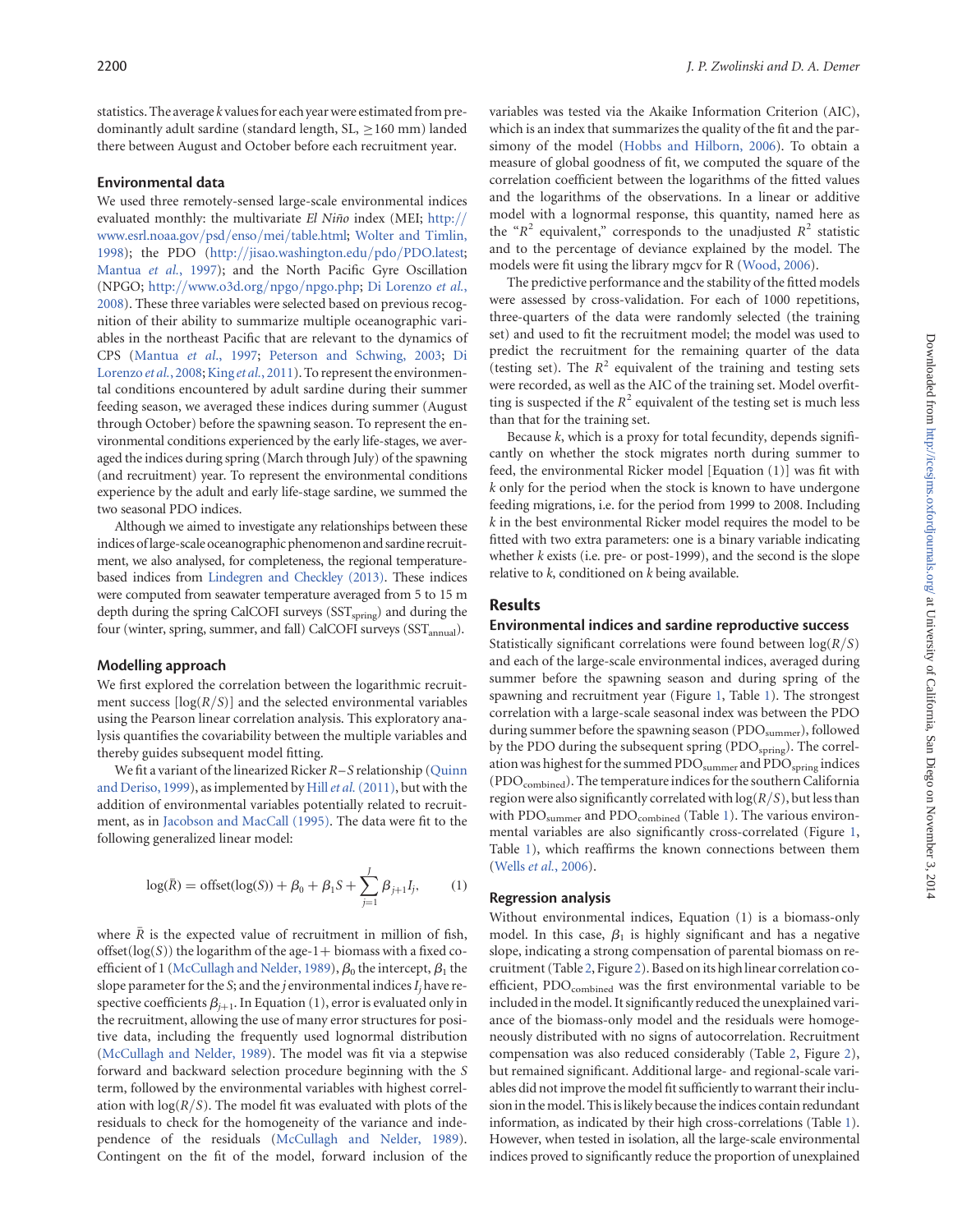statistics. The average $k$ values for each year were estimated from predominantly adult sardine (standard length, SL, $\geq$160 mm) landed there between August and October before each recruitment year.

### Environmental data

We used three remotely-sensed large-scale environmental indices evaluated monthly: the multivariate *El Niño* index (MEI; http://www.esrl.noaa.gov/psd/enso/mei/table.html; Wolter and Timlin, 1998); the PDO (http://jisao.washington.edu/pdo/PDO.latest; Mantua *et al.*, 1997); and the North Pacific Gyre Oscillation (NPGO; http://www.o3d.org/npgo/npgo.php; Di Lorenzo *et al.*, 2008). These three variables were selected based on previous recognition of their ability to summarize multiple oceanographic variables in the northeast Pacific that are relevant to the dynamics of CPS (Mantua *et al.*, 1997; Peterson and Schwing, 2003; Di Lorenzo *et al.*, 2008; King *et al.*, 2011). To represent the environmental conditions encountered by adult sardine during their summer feeding season, we averaged these indices during summer (August through October) before the spawning season. To represent the environmental conditions experienced by the early life-stages, we averaged the indices during spring (March through July) of the spawning (and recruitment) year. To represent the environmental conditions experience by the adult and early life-stage sardine, we summed the two seasonal PDO indices.

Although we aimed to investigate any relationships between these indices of large-scale oceanographic phenomenon and sardine recruitment, we also analysed, for completeness, the regional temperature-based indices from Lindegren and Checkley (2013). These indices were computed from seawater temperature averaged from 5 to 15 m depth during the spring CalCOFI surveys ($SST_{spring}$) and during the four (winter, spring, summer, and fall) CalCOFI surveys ($SST_{annual}$).

### Modelling approach

We first explored the correlation between the logarithmic recruitment success [$\log(R/S)$] and the selected environmental variables using the Pearson linear correlation analysis. This exploratory analysis quantifies the covariability between the multiple variables and thereby guides subsequent model fitting.

We fit a variant of the linearized Ricker $R$–$S$ relationship (Quinn and Deriso, 1999), as implemented by Hill *et al.* (2011), but with the addition of environmental variables potentially related to recruitment, as in Jacobson and MacCall (1995). The data were fit to the following generalized linear model:

$$\log(\bar{R}) = \text{offset}(\log(S)) + \beta_0 + \beta_1 S + \sum_{j=1}^{J} \beta_{j+1} I_j, \qquad (1)$$

where $\bar{R}$ is the expected value of recruitment in million of fish, offset($\log(S)$) the logarithm of the age-1+ biomass with a fixed coefficient of 1 (McCullagh and Nelder, 1989), $\beta_0$ the intercept, $\beta_1$ the slope parameter for the $S$; and the $j$ environmental indices $I_j$ have respective coefficients $\beta_{j+1}$. In Equation (1), error is evaluated only in the recruitment, allowing the use of many error structures for positive data, including the frequently used lognormal distribution (McCullagh and Nelder, 1989). The model was fit via a stepwise forward and backward selection procedure beginning with the $S$ term, followed by the environmental variables with highest correlation with $\log(R/S)$. The model fit was evaluated with plots of the residuals to check for the homogeneity of the variance and independence of the residuals (McCullagh and Nelder, 1989). Contingent on the fit of the model, forward inclusion of the variables was tested via the Akaike Information Criterion (AIC), which is an index that summarizes the quality of the fit and the parsimony of the model (Hobbs and Hilborn, 2006). To obtain a measure of global goodness of fit, we computed the square of the correlation coefficient between the logarithms of the fitted values and the logarithms of the observations. In a linear or additive model with a lognormal response, this quantity, named here as the "$R^2$ equivalent," corresponds to the unadjusted $R^2$ statistic and to the percentage of deviance explained by the model. The models were fit using the library mgcv for R (Wood, 2006).

The predictive performance and the stability of the fitted models were assessed by cross-validation. For each of 1000 repetitions, three-quarters of the data were randomly selected (the training set) and used to fit the recruitment model; the model was used to predict the recruitment for the remaining quarter of the data (testing set). The $R^2$ equivalent of the training and testing sets were recorded, as well as the AIC of the training set. Model overfitting is suspected if the $R^2$ equivalent of the testing set is much less than that for the training set.

Because $k$, which is a proxy for total fecundity, depends significantly on whether the stock migrates north during summer to feed, the environmental Ricker model [Equation (1)] was fit with $k$ only for the period when the stock is known to have undergone feeding migrations, i.e. for the period from 1999 to 2008. Including $k$ in the best environmental Ricker model requires the model to be fitted with two extra parameters: one is a binary variable indicating whether $k$ exists (i.e. pre- or post-1999), and the second is the slope relative to $k$, conditioned on $k$ being available.

## Results

### Environmental indices and sardine reproductive success

Statistically significant correlations were found between $\log(R/S)$ and each of the large-scale environmental indices, averaged during summer before the spawning season and during spring of the spawning and recruitment year (Figure 1, Table 1). The strongest correlation with a large-scale seasonal index was between the PDO during summer before the spawning season ($PDO_{summer}$), followed by the PDO during the subsequent spring ($PDO_{spring}$). The correlation was highest for the summed $PDO_{summer}$ and $PDO_{spring}$ indices ($PDO_{combined}$). The temperature indices for the southern California region were also significantly correlated with $\log(R/S)$, but less than with $PDO_{summer}$ and $PDO_{combined}$ (Table 1). The various environmental variables are also significantly cross-correlated (Figure 1, Table 1), which reaffirms the known connections between them (Wells *et al.*, 2006).

### Regression analysis

Without environmental indices, Equation (1) is a biomass-only model. In this case, $\beta_1$ is highly significant and has a negative slope, indicating a strong compensation of parental biomass on recruitment (Table 2, Figure 2). Based on its high linear correlation coefficient, $PDO_{combined}$ was the first environmental variable to be included in the model. It significantly reduced the unexplained variance of the biomass-only model and the residuals were homogeneously distributed with no signs of autocorrelation. Recruitment compensation was also reduced considerably (Table 2, Figure 2), but remained significant. Additional large- and regional-scale variables did not improve the model fit sufficiently to warrant their inclusion in the model. This is likely because the indices contain redundant information, as indicated by their high cross-correlations (Table 1). However, when tested in isolation, all the large-scale environmental indices proved to significantly reduce the proportion of unexplained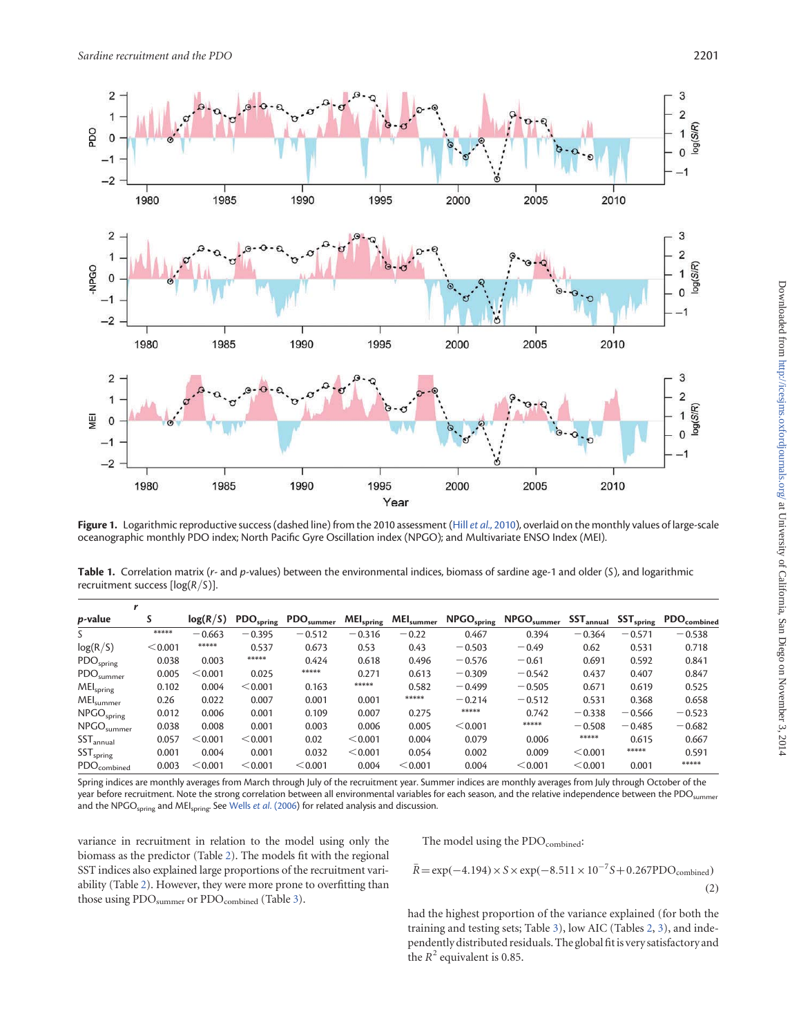**Figure 1.** Logarithmic reproductive success (dashed line) from the 2010 assessment (Hill *et al.*, 2010), overlaid on the monthly values of large-scale oceanographic monthly PDO index; North Pacific Gyre Oscillation index (NPGO); and Multivariate ENSO Index (MEI).

**Table 1.** Correlation matrix ($r$- and $p$-values) between the environmental indices, biomass of sardine age-1 and older ($S$), and logarithmic recruitment success [$\log(R/S)$].

| $r$ / ***p*-value** | $S$ | $\log(R/S)$ | $PDO_{spring}$ | $PDO_{summer}$ | $MEI_{spring}$ | $MEI_{summer}$ | $NPGO_{spring}$ | $NPGO_{summer}$ | $SST_{annual}$ | $SST_{spring}$ | $PDO_{combined}$ |
|---|---|---|---|---|---|---|---|---|---|---|---|
| $S$ | ***** | −0.663 | −0.395 | −0.512 | −0.316 | −0.22 | 0.467 | 0.394 | −0.364 | −0.571 | −0.538 |
| $\log(R/S)$ | <0.001 | ***** | 0.537 | 0.673 | 0.53 | 0.43 | −0.503 | −0.49 | 0.62 | 0.531 | 0.718 |
| $PDO_{spring}$ | 0.038 | 0.003 | ***** | 0.424 | 0.618 | 0.496 | −0.576 | −0.61 | 0.691 | 0.592 | 0.841 |
| $PDO_{summer}$ | 0.005 | <0.001 | 0.025 | ***** | 0.271 | 0.613 | −0.309 | −0.542 | 0.437 | 0.407 | 0.847 |
| $MEI_{spring}$ | 0.102 | 0.004 | <0.001 | 0.163 | ***** | 0.582 | −0.499 | −0.505 | 0.671 | 0.619 | 0.525 |
| $MEI_{summer}$ | 0.26 | 0.022 | 0.007 | 0.001 | 0.001 | ***** | −0.214 | −0.512 | 0.531 | 0.368 | 0.658 |
| $NPGO_{spring}$ | 0.012 | 0.006 | 0.001 | 0.109 | 0.007 | 0.275 | ***** | 0.742 | −0.338 | −0.566 | −0.523 |
| $NPGO_{summer}$ | 0.038 | 0.008 | 0.001 | 0.003 | 0.006 | 0.005 | <0.001 | ***** | −0.508 | −0.485 | −0.682 |
| $SST_{annual}$ | 0.057 | <0.001 | <0.001 | 0.02 | <0.001 | 0.004 | 0.079 | 0.006 | ***** | 0.615 | 0.667 |
| $SST_{spring}$ | 0.001 | 0.004 | 0.001 | 0.032 | <0.001 | 0.054 | 0.002 | 0.009 | <0.001 | ***** | 0.591 |
| $PDO_{combined}$ | 0.003 | <0.001 | <0.001 | <0.001 | 0.004 | <0.001 | 0.004 | <0.001 | <0.001 | 0.001 | ***** |

Spring indices are monthly averages from March through July of the recruitment year. Summer indices are monthly averages from July through October of the year before recruitment. Note the strong correlation between all environmental variables for each season, and the relative independence between the $PDO_{summer}$ and the $NPGO_{spring}$ and $MEI_{spring}$. See Wells *et al.* (2006) for related analysis and discussion.

variance in recruitment in relation to the model using only the biomass as the predictor (Table 2). The models fit with the regional SST indices also explained large proportions of the recruitment variability (Table 2). However, they were more prone to overfitting than those using $PDO_{summer}$ or $PDO_{combined}$ (Table 3).

The model using the $PDO_{combined}$:

$$\bar{R} = \exp(-4.194) \times S \times \exp(-8.511 \times 10^{-7} S + 0.267 \mathrm{PDO}_{combined}) \quad (2)$$

had the highest proportion of the variance explained (for both the training and testing sets; Table 3), low AIC (Tables 2, 3), and independently distributed residuals. The global fit is very satisfactory and the $R^2$ equivalent is 0.85.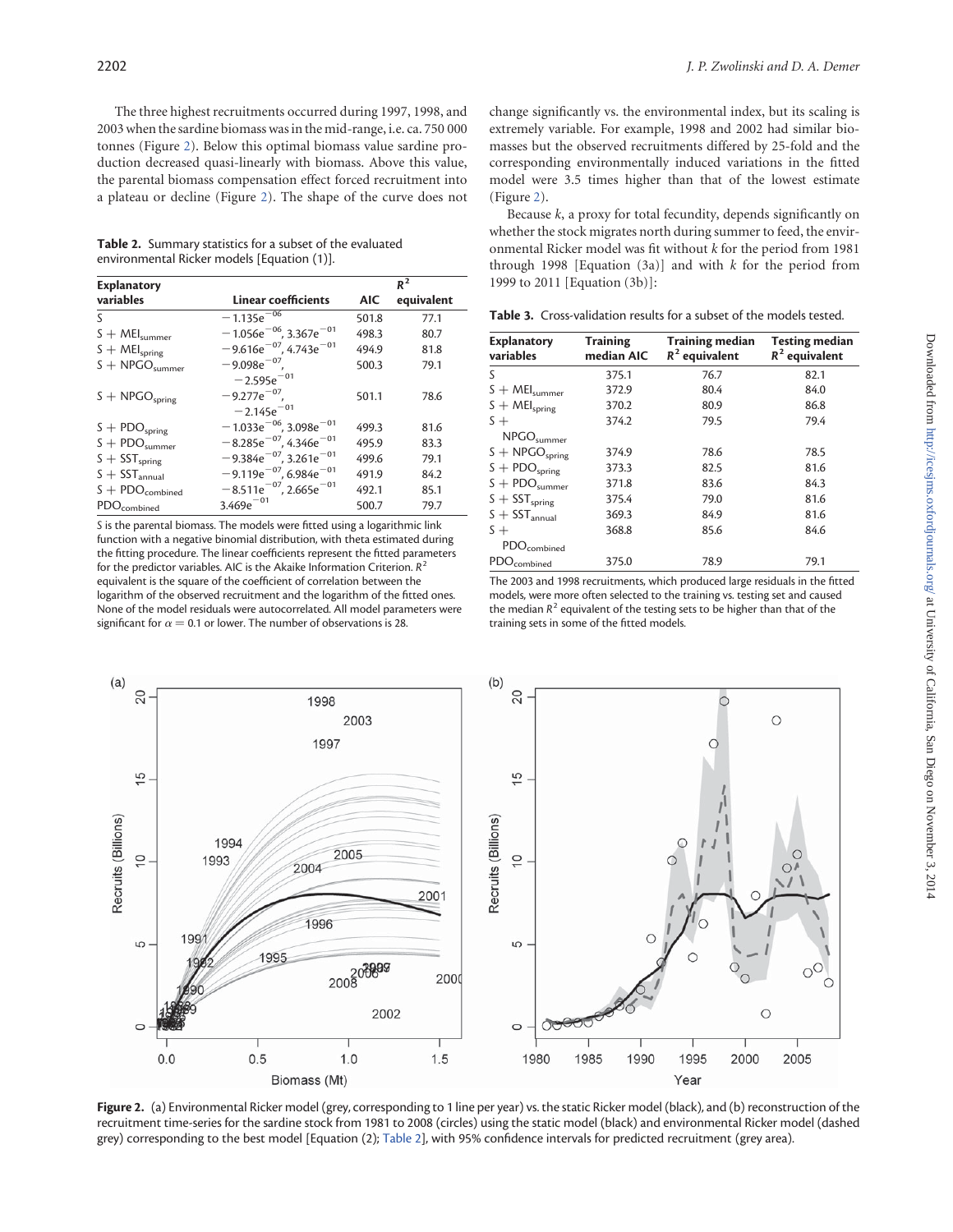The three highest recruitments occurred during 1997, 1998, and 2003 when the sardine biomass was in the mid-range, i.e. ca. 750 000 tonnes (Figure 2). Below this optimal biomass value sardine production decreased quasi-linearly with biomass. Above this value, the parental biomass compensation effect forced recruitment into a plateau or decline (Figure 2). The shape of the curve does not change significantly vs. the environmental index, but its scaling is extremely variable. For example, 1998 and 2002 had similar biomasses but the observed recruitments differed by 25-fold and the corresponding environmentally induced variations in the fitted model were 3.5 times higher than that of the lowest estimate (Figure 2).

**Table 2.** Summary statistics for a subset of the evaluated environmental Ricker models [Equation (1)].

| Explanatory variables | Linear coefficients | AIC | $R^2$ equivalent |
|---|---|---|---|
| S | $-1.135e^{-06}$ | 501.8 | 77.1 |
| $S + MEI_{summer}$ | $-1.056e^{-06}$, $3.367e^{-01}$ | 498.3 | 80.7 |
| $S + MEI_{spring}$ | $-9.616e^{-07}$, $4.743e^{-01}$ | 494.9 | 81.8 |
| $S + NPGO_{summer}$ | $-9.098e^{-07}$, $-2.595e^{-01}$ | 500.3 | 79.1 |
| $S + NPGO_{spring}$ | $-9.277e^{-07}$, $-2.145e^{-01}$ | 501.1 | 78.6 |
| $S + PDO_{spring}$ | $-1.033e^{-06}$, $3.098e^{-01}$ | 499.3 | 81.6 |
| $S + PDO_{summer}$ | $-8.285e^{-07}$, $4.346e^{-01}$ | 495.9 | 83.3 |
| $S + SST_{spring}$ | $-9.384e^{-07}$, $3.261e^{-01}$ | 499.6 | 79.1 |
| $S + SST_{annual}$ | $-9.119e^{-07}$, $6.984e^{-01}$ | 491.9 | 84.2 |
| $S + PDO_{combined}$ | $-8.511e^{-07}$, $2.665e^{-01}$ | 492.1 | 85.1 |
| $PDO_{combined}$ | $3.469e^{-01}$ | 500.7 | 79.7 |

S is the parental biomass. The models were fitted using a logarithmic link function with a negative binomial distribution, with theta estimated during the fitting procedure. The linear coefficients represent the fitted parameters for the predictor variables. AIC is the Akaike Information Criterion. $R^2$ equivalent is the square of the coefficient of correlation between the logarithm of the observed recruitment and the logarithm of the fitted ones. None of the model residuals were autocorrelated. All model parameters were significant for $\alpha = 0.1$ or lower. The number of observations is 28.

Because $k$, a proxy for total fecundity, depends significantly on whether the stock migrates north during summer to feed, the environmental Ricker model was fit without $k$ for the period from 1981 through 1998 [Equation (3a)] and with $k$ for the period from 1999 to 2011 [Equation (3b)]:

**Table 3.** Cross-validation results for a subset of the models tested.

| Explanatory variables | Training median AIC | Training median $R^2$ equivalent | Testing median $R^2$ equivalent |
|---|---|---|---|
| S | 375.1 | 76.7 | 82.1 |
| $S + MEI_{summer}$ | 372.9 | 80.4 | 84.0 |
| $S + MEI_{spring}$ | 370.2 | 80.9 | 86.8 |
| $S + NPGO_{summer}$ | 374.2 | 79.5 | 79.4 |
| $S + NPGO_{spring}$ | 374.9 | 78.6 | 78.5 |
| $S + PDO_{spring}$ | 373.3 | 82.5 | 81.6 |
| $S + PDO_{summer}$ | 371.8 | 83.6 | 84.3 |
| $S + SST_{spring}$ | 375.4 | 79.0 | 81.6 |
| $S + SST_{annual}$ | 369.3 | 84.9 | 81.6 |
| $S + PDO_{combined}$ | 368.8 | 85.6 | 84.6 |
| $PDO_{combined}$ | 375.0 | 78.9 | 79.1 |

The 2003 and 1998 recruitments, which produced large residuals in the fitted models, were more often selected to the training vs. testing set and caused the median $R^2$ equivalent of the testing sets to be higher than that of the training sets in some of the fitted models.

**Figure 2.** (a) Environmental Ricker model (grey, corresponding to 1 line per year) vs. the static Ricker model (black), and (b) reconstruction of the recruitment time-series for the sardine stock from 1981 to 2008 (circles) using the static model (black) and environmental Ricker model (dashed grey) corresponding to the best model [Equation (2); Table 2], with 95% confidence intervals for predicted recruitment (grey area).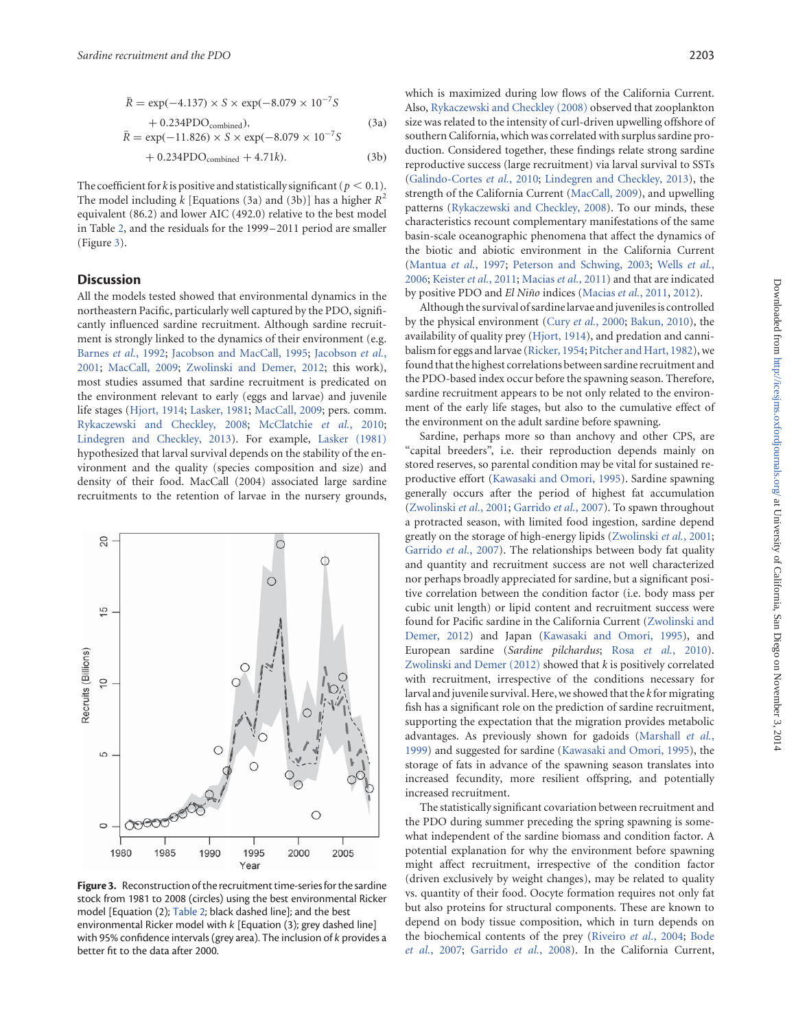$$\bar{R} = \exp(-4.137) \times S \times \exp(-8.079 \times 10^{-7} S + 0.234\text{PDO}_{\text{combined}}), \tag{3a}$$

$$\bar{R} = \exp(-11.826) \times S \times \exp(-8.079 \times 10^{-7} S + 0.234\text{PDO}_{\text{combined}} + 4.71k). \tag{3b}$$

The coefficient for $k$ is positive and statistically significant ($p < 0.1$). The model including $k$ [Equations (3a) and (3b)] has a higher $R^2$ equivalent (86.2) and lower AIC (492.0) relative to the best model in Table 2, and the residuals for the 1999–2011 period are smaller (Figure 3).

## Discussion

All the models tested showed that environmental dynamics in the northeastern Pacific, particularly well captured by the PDO, significantly influenced sardine recruitment. Although sardine recruitment is strongly linked to the dynamics of their environment (e.g. Barnes *et al.*, 1992; Jacobson and MacCall, 1995; Jacobson *et al.*, 2001; MacCall, 2009; Zwolinski and Demer, 2012; this work), most studies assumed that sardine recruitment is predicated on the environment relevant to early (eggs and larvae) and juvenile life stages (Hjort, 1914; Lasker, 1981; MacCall, 2009; pers. comm. Rykaczewski and Checkley, 2008; McClatchie *et al.*, 2010; Lindegren and Checkley, 2013). For example, Lasker (1981) hypothesized that larval survival depends on the stability of the environment and the quality (species composition and size) and density of their food. MacCall (2004) associated large sardine recruitments to the retention of larvae in the nursery grounds, which is maximized during low flows of the California Current. Also, Rykaczewski and Checkley (2008) observed that zooplankton size was related to the intensity of curl-driven upwelling offshore of southern California, which was correlated with surplus sardine production. Considered together, these findings relate strong sardine reproductive success (large recruitment) via larval survival to SSTs (Galindo-Cortes *et al.*, 2010; Lindegren and Checkley, 2013), the strength of the California Current (MacCall, 2009), and upwelling patterns (Rykaczewski and Checkley, 2008). To our minds, these characteristics recount complementary manifestations of the same basin-scale oceanographic phenomena that affect the dynamics of the biotic and abiotic environment in the California Current (Mantua *et al.*, 1997; Peterson and Schwing, 2003; Wells *et al.*, 2006; Keister *et al.*, 2011; Macias *et al.*, 2011) and that are indicated by positive PDO and *El Niño* indices (Macias *et al.*, 2011, 2012).

Although the survival of sardine larvae and juveniles is controlled by the physical environment (Cury *et al.*, 2000; Bakun, 2010), the availability of quality prey (Hjort, 1914), and predation and cannibalism for eggs and larvae (Ricker, 1954; Pitcher and Hart, 1982), we found that the highest correlations between sardine recruitment and the PDO-based index occur before the spawning season. Therefore, sardine recruitment appears to be not only related to the environment of the early life stages, but also to the cumulative effect of the environment on the adult sardine before spawning.

Sardine, perhaps more so than anchovy and other CPS, are "capital breeders", i.e. their reproduction depends mainly on stored reserves, so parental condition may be vital for sustained reproductive effort (Kawasaki and Omori, 1995). Sardine spawning generally occurs after the period of highest fat accumulation (Zwolinski *et al.*, 2001; Garrido *et al.*, 2007). To spawn throughout a protracted season, with limited food ingestion, sardine depend greatly on the storage of high-energy lipids (Zwolinski *et al.*, 2001; Garrido *et al.*, 2007). The relationships between body fat quality and quantity and recruitment success are not well characterized nor perhaps broadly appreciated for sardine, but a significant positive correlation between the condition factor (i.e. body mass per cubic unit length) or lipid content and recruitment success were found for Pacific sardine in the California Current (Zwolinski and Demer, 2012) and Japan (Kawasaki and Omori, 1995), and European sardine (*Sardine pilchardus*; Rosa *et al.*, 2010). Zwolinski and Demer (2012) showed that $k$ is positively correlated with recruitment, irrespective of the conditions necessary for larval and juvenile survival. Here, we showed that the $k$ for migrating fish has a significant role on the prediction of sardine recruitment, supporting the expectation that the migration provides metabolic advantages. As previously shown for gadoids (Marshall *et al.*, 1999) and suggested for sardine (Kawasaki and Omori, 1995), the storage of fats in advance of the spawning season translates into increased fecundity, more resilient offspring, and potentially increased recruitment.

The statistically significant covariation between recruitment and the PDO during summer preceding the spring spawning is somewhat independent of the sardine biomass and condition factor. A potential explanation for why the environment before spawning might affect recruitment, irrespective of the condition factor (driven exclusively by weight changes), may be related to quality vs. quantity of their food. Oocyte formation requires not only fat but also proteins for structural components. These are known to depend on body tissue composition, which in turn depends on the biochemical contents of the prey (Riveiro *et al.*, 2004; Bode *et al.*, 2007; Garrido *et al.*, 2008). In the California Current,

**Figure 3.** Reconstruction of the recruitment time-series for the sardine stock from 1981 to 2008 (circles) using the best environmental Ricker model [Equation (2); Table 2; black dashed line]; and the best environmental Ricker model with $k$ [Equation (3); grey dashed line] with 95% confidence intervals (grey area). The inclusion of $k$ provides a better fit to the data after 2000.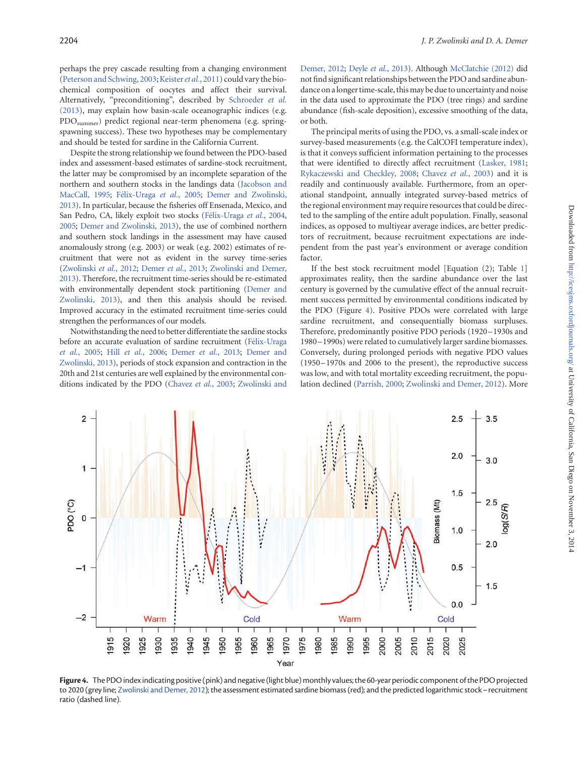perhaps the prey cascade resulting from a changing environment (Peterson and Schwing, 2003; Keister *et al.*, 2011) could vary the biochemical composition of oocytes and affect their survival. Alternatively, "preconditioning", described by Schroeder *et al.* (2013), may explain how basin-scale oceanographic indices (e.g. $PDO_{summer}$) predict regional near-term phenomena (e.g. spring-spawning success). These two hypotheses may be complementary and should be tested for sardine in the California Current.

Despite the strong relationship we found between the PDO-based index and assessment-based estimates of sardine-stock recruitment, the latter may be compromised by an incomplete separation of the northern and southern stocks in the landings data (Jacobson and MacCall, 1995; Félix-Uraga *et al.*, 2005; Demer and Zwolinski, 2013). In particular, because the fisheries off Ensenada, Mexico, and San Pedro, CA, likely exploit two stocks (Félix-Uraga *et al.*, 2004, 2005; Demer and Zwolinski, 2013), the use of combined northern and southern stock landings in the assessment may have caused anomalously strong (e.g. 2003) or weak (e.g. 2002) estimates of recruitment that were not as evident in the survey time-series (Zwolinski *et al.*, 2012; Demer *et al.*, 2013; Zwolinski and Demer, 2013). Therefore, the recruitment time-series should be re-estimated with environmentally dependent stock partitioning (Demer and Zwolinski, 2013), and then this analysis should be revised. Improved accuracy in the estimated recruitment time-series could strengthen the performances of our models.

Notwithstanding the need to better differentiate the sardine stocks before an accurate evaluation of sardine recruitment (Félix-Uraga *et al.*, 2005; Hill *et al.*, 2006; Demer *et al.*, 2013; Demer and Zwolinski, 2013), periods of stock expansion and contraction in the 20th and 21st centuries are well explained by the environmental conditions indicated by the PDO (Chavez *et al.*, 2003; Zwolinski and Demer, 2012; Deyle *et al.*, 2013). Although McClatchie (2012) did not find significant relationships between the PDO and sardine abundance on a longer time-scale, this may be due to uncertainty and noise in the data used to approximate the PDO (tree rings) and sardine abundance (fish-scale deposition), excessive smoothing of the data, or both.

The principal merits of using the PDO, vs. a small-scale index or survey-based measurements (e.g. the CalCOFI temperature index), is that it conveys sufficient information pertaining to the processes that were identified to directly affect recruitment (Lasker, 1981; Rykaczewski and Checkley, 2008; Chavez *et al.*, 2003) and it is readily and continuously available. Furthermore, from an operational standpoint, annually integrated survey-based metrics of the regional environment may require resources that could be directed to the sampling of the entire adult population. Finally, seasonal indices, as opposed to multiyear average indices, are better predictors of recruitment, because recruitment expectations are independent from the past year's environment or average condition factor.

If the best stock recruitment model [Equation (2); Table 1] approximates reality, then the sardine abundance over the last century is governed by the cumulative effect of the annual recruitment success permitted by environmental conditions indicated by the PDO (Figure 4). Positive PDOs were correlated with large sardine recruitment, and consequentially biomass surpluses. Therefore, predominantly positive PDO periods (1920–1930s and 1980–1990s) were related to cumulatively larger sardine biomasses. Conversely, during prolonged periods with negative PDO values (1950–1970s and 2006 to the present), the reproductive success was low, and with total mortality exceeding recruitment, the population declined (Parrish, 2000; Zwolinski and Demer, 2012). More

**Figure 4.** The PDO index indicating positive (pink) and negative (light blue) monthly values; the 60-year periodic component of the PDO projected to 2020 (grey line; Zwolinski and Demer, 2012); the assessment estimated sardine biomass (red); and the predicted logarithmic stock–recruitment ratio (dashed line).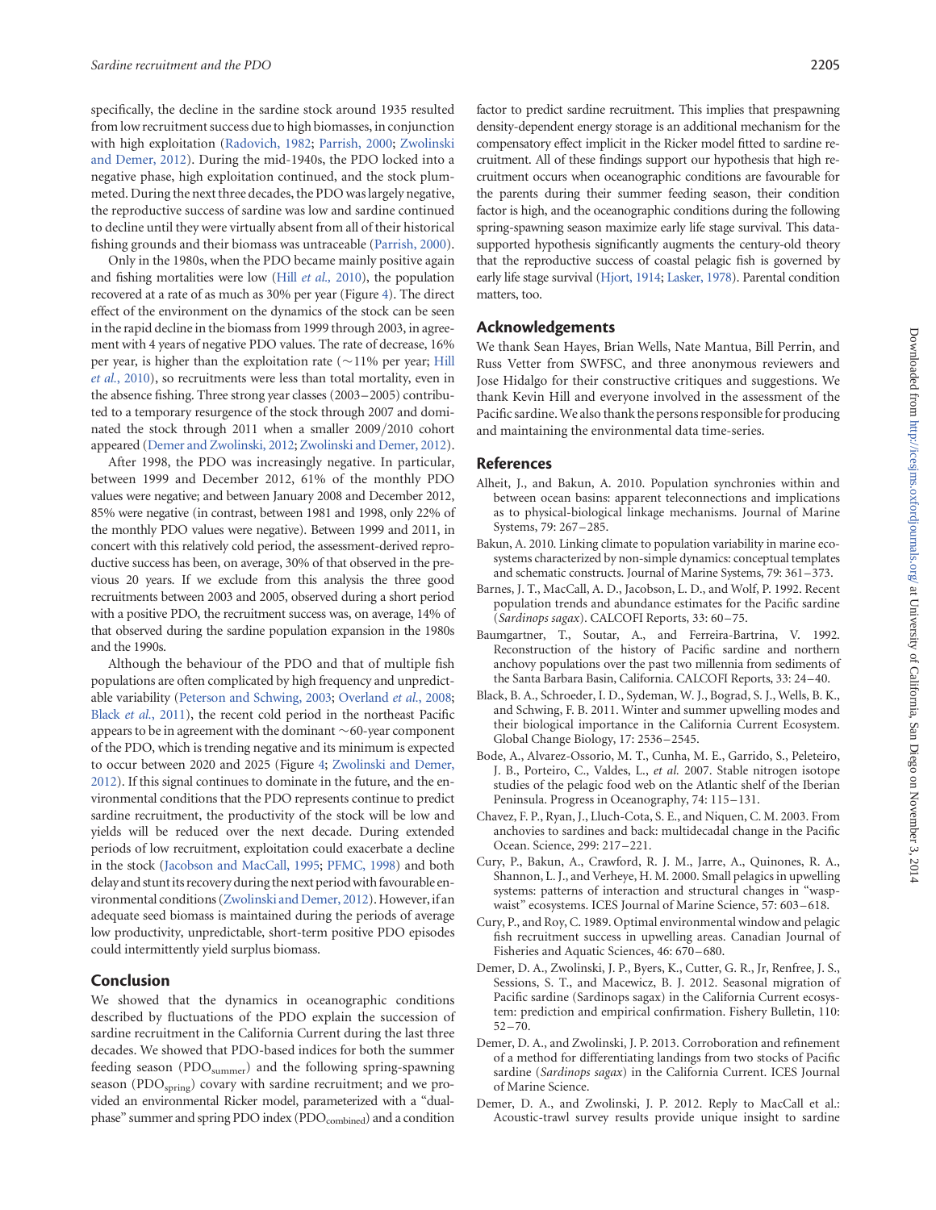specifically, the decline in the sardine stock around 1935 resulted from low recruitment success due to high biomasses, in conjunction with high exploitation (Radovich, 1982; Parrish, 2000; Zwolinski and Demer, 2012). During the mid-1940s, the PDO locked into a negative phase, high exploitation continued, and the stock plummeted. During the next three decades, the PDO was largely negative, the reproductive success of sardine was low and sardine continued to decline until they were virtually absent from all of their historical fishing grounds and their biomass was untraceable (Parrish, 2000).

Only in the 1980s, when the PDO became mainly positive again and fishing mortalities were low (Hill *et al.,* 2010), the population recovered at a rate of as much as 30% per year (Figure 4). The direct effect of the environment on the dynamics of the stock can be seen in the rapid decline in the biomass from 1999 through 2003, in agreement with 4 years of negative PDO values. The rate of decrease, 16% per year, is higher than the exploitation rate (~11% per year; Hill *et al.*, 2010), so recruitments were less than total mortality, even in the absence fishing. Three strong year classes (2003–2005) contributed to a temporary resurgence of the stock through 2007 and dominated the stock through 2011 when a smaller 2009/2010 cohort appeared (Demer and Zwolinski, 2012; Zwolinski and Demer, 2012).

After 1998, the PDO was increasingly negative. In particular, between 1999 and December 2012, 61% of the monthly PDO values were negative; and between January 2008 and December 2012, 85% were negative (in contrast, between 1981 and 1998, only 22% of the monthly PDO values were negative). Between 1999 and 2011, in concert with this relatively cold period, the assessment-derived reproductive success has been, on average, 30% of that observed in the previous 20 years. If we exclude from this analysis the three good recruitments between 2003 and 2005, observed during a short period with a positive PDO, the recruitment success was, on average, 14% of that observed during the sardine population expansion in the 1980s and the 1990s.

Although the behaviour of the PDO and that of multiple fish populations are often complicated by high frequency and unpredictable variability (Peterson and Schwing, 2003; Overland *et al.*, 2008; Black *et al.*, 2011), the recent cold period in the northeast Pacific appears to be in agreement with the dominant ~60-year component of the PDO, which is trending negative and its minimum is expected to occur between 2020 and 2025 (Figure 4; Zwolinski and Demer, 2012). If this signal continues to dominate in the future, and the environmental conditions that the PDO represents continue to predict sardine recruitment, the productivity of the stock will be low and yields will be reduced over the next decade. During extended periods of low recruitment, exploitation could exacerbate a decline in the stock (Jacobson and MacCall, 1995; PFMC, 1998) and both delay and stunt its recovery during the next period with favourable environmental conditions (Zwolinski and Demer, 2012). However, if an adequate seed biomass is maintained during the periods of average low productivity, unpredictable, short-term positive PDO episodes could intermittently yield surplus biomass.

## Conclusion

We showed that the dynamics in oceanographic conditions described by fluctuations of the PDO explain the succession of sardine recruitment in the California Current during the last three decades. We showed that PDO-based indices for both the summer feeding season ($PDO_{summer}$) and the following spring-spawning season ($PDO_{spring}$) covary with sardine recruitment; and we provided an environmental Ricker model, parameterized with a "dual-phase" summer and spring PDO index ($PDO_{combined}$) and a condition factor to predict sardine recruitment. This implies that prespawning density-dependent energy storage is an additional mechanism for the compensatory effect implicit in the Ricker model fitted to sardine recruitment. All of these findings support our hypothesis that high recruitment occurs when oceanographic conditions are favourable for the parents during their summer feeding season, their condition factor is high, and the oceanographic conditions during the following spring-spawning season maximize early life stage survival. This data-supported hypothesis significantly augments the century-old theory that the reproductive success of coastal pelagic fish is governed by early life stage survival (Hjort, 1914; Lasker, 1978). Parental condition matters, too.

## Acknowledgements

We thank Sean Hayes, Brian Wells, Nate Mantua, Bill Perrin, and Russ Vetter from SWFSC, and three anonymous reviewers and Jose Hidalgo for their constructive critiques and suggestions. We thank Kevin Hill and everyone involved in the assessment of the Pacific sardine. We also thank the persons responsible for producing and maintaining the environmental data time-series.

## References

Alheit, J., and Bakun, A. 2010. Population synchronies within and between ocean basins: apparent teleconnections and implications as to physical-biological linkage mechanisms. Journal of Marine Systems, 79: 267–285.

Bakun, A. 2010. Linking climate to population variability in marine ecosystems characterized by non-simple dynamics: conceptual templates and schematic constructs. Journal of Marine Systems, 79: 361–373.

Barnes, J. T., MacCall, A. D., Jacobson, L. D., and Wolf, P. 1992. Recent population trends and abundance estimates for the Pacific sardine (*Sardinops sagax*). CALCOFI Reports, 33: 60–75.

Baumgartner, T., Soutar, A., and Ferreira-Bartrina, V. 1992. Reconstruction of the history of Pacific sardine and northern anchovy populations over the past two millennia from sediments of the Santa Barbara Basin, California. CALCOFI Reports, 33: 24–40.

Black, B. A., Schroeder, I. D., Sydeman, W. J., Bograd, S. J., Wells, B. K., and Schwing, F. B. 2011. Winter and summer upwelling modes and their biological importance in the California Current Ecosystem. Global Change Biology, 17: 2536–2545.

Bode, A., Alvarez-Ossorio, M. T., Cunha, M. E., Garrido, S., Peleteiro, J. B., Porteiro, C., Valdes, L., *et al.* 2007. Stable nitrogen isotope studies of the pelagic food web on the Atlantic shelf of the Iberian Peninsula. Progress in Oceanography, 74: 115–131.

Chavez, F. P., Ryan, J., Lluch-Cota, S. E., and Niquen, C. M. 2003. From anchovies to sardines and back: multidecadal change in the Pacific Ocean. Science, 299: 217–221.

Cury, P., Bakun, A., Crawford, R. J. M., Jarre, A., Quinones, R. A., Shannon, L. J., and Verheye, H. M. 2000. Small pelagics in upwelling systems: patterns of interaction and structural changes in "wasp-waist" ecosystems. ICES Journal of Marine Science, 57: 603–618.

Cury, P., and Roy, C. 1989. Optimal environmental window and pelagic fish recruitment success in upwelling areas. Canadian Journal of Fisheries and Aquatic Sciences, 46: 670–680.

Demer, D. A., Zwolinski, J. P., Byers, K., Cutter, G. R., Jr, Renfree, J. S., Sessions, S. T., and Macewicz, B. J. 2012. Seasonal migration of Pacific sardine (Sardinops sagax) in the California Current ecosystem: prediction and empirical confirmation. Fishery Bulletin, 110: 52–70.

Demer, D. A., and Zwolinski, J. P. 2013. Corroboration and refinement of a method for differentiating landings from two stocks of Pacific sardine (*Sardinops sagax*) in the California Current. ICES Journal of Marine Science.

Demer, D. A., and Zwolinski, J. P. 2012. Reply to MacCall et al.: Acoustic-trawl survey results provide unique insight to sardine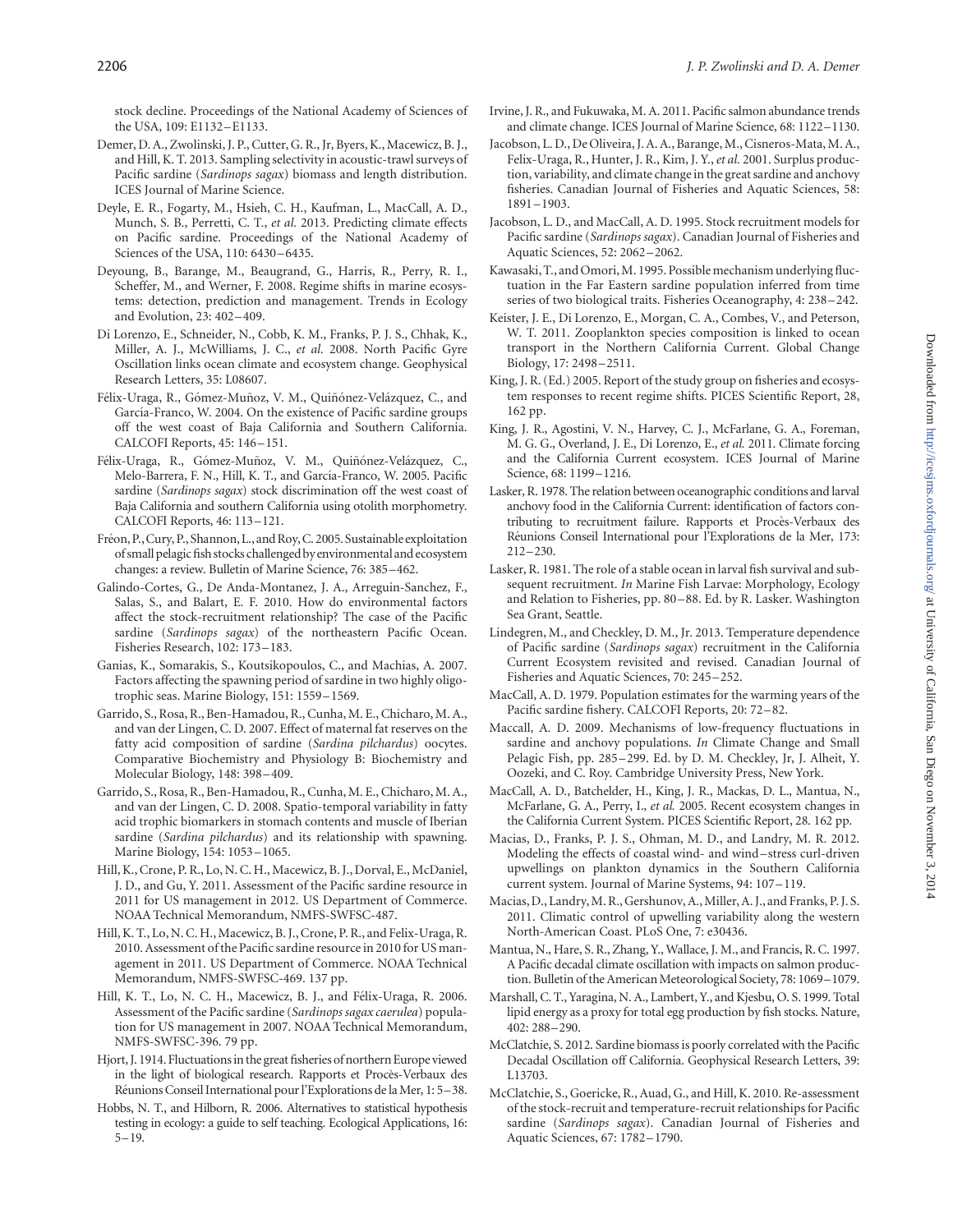stock decline. Proceedings of the National Academy of Sciences of the USA, 109: E1132–E1133.

Demer, D. A., Zwolinski, J. P., Cutter, G. R., Jr, Byers, K., Macewicz, B. J., and Hill, K. T. 2013. Sampling selectivity in acoustic-trawl surveys of Pacific sardine (*Sardinops sagax*) biomass and length distribution. ICES Journal of Marine Science.

Deyle, E. R., Fogarty, M., Hsieh, C. H., Kaufman, L., MacCall, A. D., Munch, S. B., Perretti, C. T., *et al.* 2013. Predicting climate effects on Pacific sardine. Proceedings of the National Academy of Sciences of the USA, 110: 6430–6435.

Deyoung, B., Barange, M., Beaugrand, G., Harris, R., Perry, R. I., Scheffer, M., and Werner, F. 2008. Regime shifts in marine ecosystems: detection, prediction and management. Trends in Ecology and Evolution, 23: 402–409.

Di Lorenzo, E., Schneider, N., Cobb, K. M., Franks, P. J. S., Chhak, K., Miller, A. J., McWilliams, J. C., *et al.* 2008. North Pacific Gyre Oscillation links ocean climate and ecosystem change. Geophysical Research Letters, 35: L08607.

Félix-Uraga, R., Gómez-Muñoz, V. M., Quiñónez-Velázquez, C., and García-Franco, W. 2004. On the existence of Pacific sardine groups off the west coast of Baja California and Southern California. CALCOFI Reports, 45: 146–151.

Félix-Uraga, R., Gómez-Muñoz, V. M., Quiñónez-Velázquez, C., Melo-Barrera, F. N., Hill, K. T., and García-Franco, W. 2005. Pacific sardine (*Sardinops sagax*) stock discrimination off the west coast of Baja California and southern California using otolith morphometry. CALCOFI Reports, 46: 113–121.

Fréon, P., Cury, P., Shannon, L., and Roy, C. 2005. Sustainable exploitation of small pelagic fish stocks challenged by environmental and ecosystem changes: a review. Bulletin of Marine Science, 76: 385–462.

Galindo-Cortes, G., De Anda-Montanez, J. A., Arreguin-Sanchez, F., Salas, S., and Balart, E. F. 2010. How do environmental factors affect the stock-recruitment relationship? The case of the Pacific sardine (*Sardinops sagax*) of the northeastern Pacific Ocean. Fisheries Research, 102: 173–183.

Ganias, K., Somarakis, S., Koutsikopoulos, C., and Machias, A. 2007. Factors affecting the spawning period of sardine in two highly oligotrophic seas. Marine Biology, 151: 1559–1569.

Garrido, S., Rosa, R., Ben-Hamadou, R., Cunha, M. E., Chicharo, M. A., and van der Lingen, C. D. 2007. Effect of maternal fat reserves on the fatty acid composition of sardine (*Sardina pilchardus*) oocytes. Comparative Biochemistry and Physiology B: Biochemistry and Molecular Biology, 148: 398–409.

Garrido, S., Rosa, R., Ben-Hamadou, R., Cunha, M. E., Chicharo, M. A., and van der Lingen, C. D. 2008. Spatio-temporal variability in fatty acid trophic biomarkers in stomach contents and muscle of Iberian sardine (*Sardina pilchardus*) and its relationship with spawning. Marine Biology, 154: 1053–1065.

Hill, K., Crone, P. R., Lo, N. C. H., Macewicz, B. J., Dorval, E., McDaniel, J. D., and Gu, Y. 2011. Assessment of the Pacific sardine resource in 2011 for US management in 2012. US Department of Commerce. NOAA Technical Memorandum, NMFS-SWFSC-487.

Hill, K. T., Lo, N. C. H., Macewicz, B. J., Crone, P. R., and Felix-Uraga, R. 2010. Assessment of the Pacific sardine resource in 2010 for US management in 2011. US Department of Commerce. NOAA Technical Memorandum, NMFS-SWFSC-469. 137 pp.

Hill, K. T., Lo, N. C. H., Macewicz, B. J., and Félix-Uraga, R. 2006. Assessment of the Pacific sardine (*Sardinops sagax caerulea*) population for US management in 2007. NOAA Technical Memorandum, NMFS-SWFSC-396. 79 pp.

Hjort, J. 1914. Fluctuations in the great fisheries of northern Europe viewed in the light of biological research. Rapports et Procès-Verbaux des Réunions Conseil International pour l'Explorations de la Mer, 1: 5–38.

Hobbs, N. T., and Hilborn, R. 2006. Alternatives to statistical hypothesis testing in ecology: a guide to self teaching. Ecological Applications, 16: 5–19.

Irvine, J. R., and Fukuwaka, M. A. 2011. Pacific salmon abundance trends and climate change. ICES Journal of Marine Science, 68: 1122–1130.

Jacobson, L. D., De Oliveira, J. A. A., Barange, M., Cisneros-Mata, M. A., Felix-Uraga, R., Hunter, J. R., Kim, J. Y., *et al.* 2001. Surplus production, variability, and climate change in the great sardine and anchovy fisheries. Canadian Journal of Fisheries and Aquatic Sciences, 58: 1891–1903.

Jacobson, L. D., and MacCall, A. D. 1995. Stock recruitment models for Pacific sardine (*Sardinops sagax*). Canadian Journal of Fisheries and Aquatic Sciences, 52: 2062–2062.

Kawasaki, T., and Omori, M. 1995. Possible mechanism underlying fluctuation in the Far Eastern sardine population inferred from time series of two biological traits. Fisheries Oceanography, 4: 238–242.

Keister, J. E., Di Lorenzo, E., Morgan, C. A., Combes, V., and Peterson, W. T. 2011. Zooplankton species composition is linked to ocean transport in the Northern California Current. Global Change Biology, 17: 2498–2511.

King, J. R. (Ed.) 2005. Report of the study group on fisheries and ecosystem responses to recent regime shifts. PICES Scientific Report, 28, 162 pp.

King, J. R., Agostini, V. N., Harvey, C. J., McFarlane, G. A., Foreman, M. G. G., Overland, J. E., Di Lorenzo, E., *et al.* 2011. Climate forcing and the California Current ecosystem. ICES Journal of Marine Science, 68: 1199–1216.

Lasker, R. 1978. The relation between oceanographic conditions and larval anchovy food in the California Current: identification of factors contributing to recruitment failure. Rapports et Procès-Verbaux des Réunions Conseil International pour l'Explorations de la Mer, 173: 212–230.

Lasker, R. 1981. The role of a stable ocean in larval fish survival and subsequent recruitment. *In* Marine Fish Larvae: Morphology, Ecology and Relation to Fisheries, pp. 80–88. Ed. by R. Lasker. Washington Sea Grant, Seattle.

Lindegren, M., and Checkley, D. M., Jr. 2013. Temperature dependence of Pacific sardine (*Sardinops sagax*) recruitment in the California Current Ecosystem revisited and revised. Canadian Journal of Fisheries and Aquatic Sciences, 70: 245–252.

MacCall, A. D. 1979. Population estimates for the warming years of the Pacific sardine fishery. CALCOFI Reports, 20: 72–82.

Maccall, A. D. 2009. Mechanisms of low-frequency fluctuations in sardine and anchovy populations. *In* Climate Change and Small Pelagic Fish, pp. 285–299. Ed. by D. M. Checkley, Jr, J. Alheit, Y. Oozeki, and C. Roy. Cambridge University Press, New York.

MacCall, A. D., Batchelder, H., King, J. R., Mackas, D. L., Mantua, N., McFarlane, G. A., Perry, I., *et al.* 2005. Recent ecosystem changes in the California Current System. PICES Scientific Report, 28. 162 pp.

Macias, D., Franks, P. J. S., Ohman, M. D., and Landry, M. R. 2012. Modeling the effects of coastal wind- and wind–stress curl-driven upwellings on plankton dynamics in the Southern California current system. Journal of Marine Systems, 94: 107–119.

Macias, D., Landry, M. R., Gershunov, A., Miller, A. J., and Franks, P. J. S. 2011. Climatic control of upwelling variability along the western North-American Coast. PLoS One, 7: e30436.

Mantua, N., Hare, S. R., Zhang, Y., Wallace, J. M., and Francis, R. C. 1997. A Pacific decadal climate oscillation with impacts on salmon production. Bulletin of the American Meteorological Society, 78: 1069–1079.

Marshall, C. T., Yaragina, N. A., Lambert, Y., and Kjesbu, O. S. 1999. Total lipid energy as a proxy for total egg production by fish stocks. Nature, 402: 288–290.

McClatchie, S. 2012. Sardine biomass is poorly correlated with the Pacific Decadal Oscillation off California. Geophysical Research Letters, 39: L13703.

McClatchie, S., Goericke, R., Auad, G., and Hill, K. 2010. Re-assessment of the stock-recruit and temperature-recruit relationships for Pacific sardine (*Sardinops sagax*). Canadian Journal of Fisheries and Aquatic Sciences, 67: 1782–1790.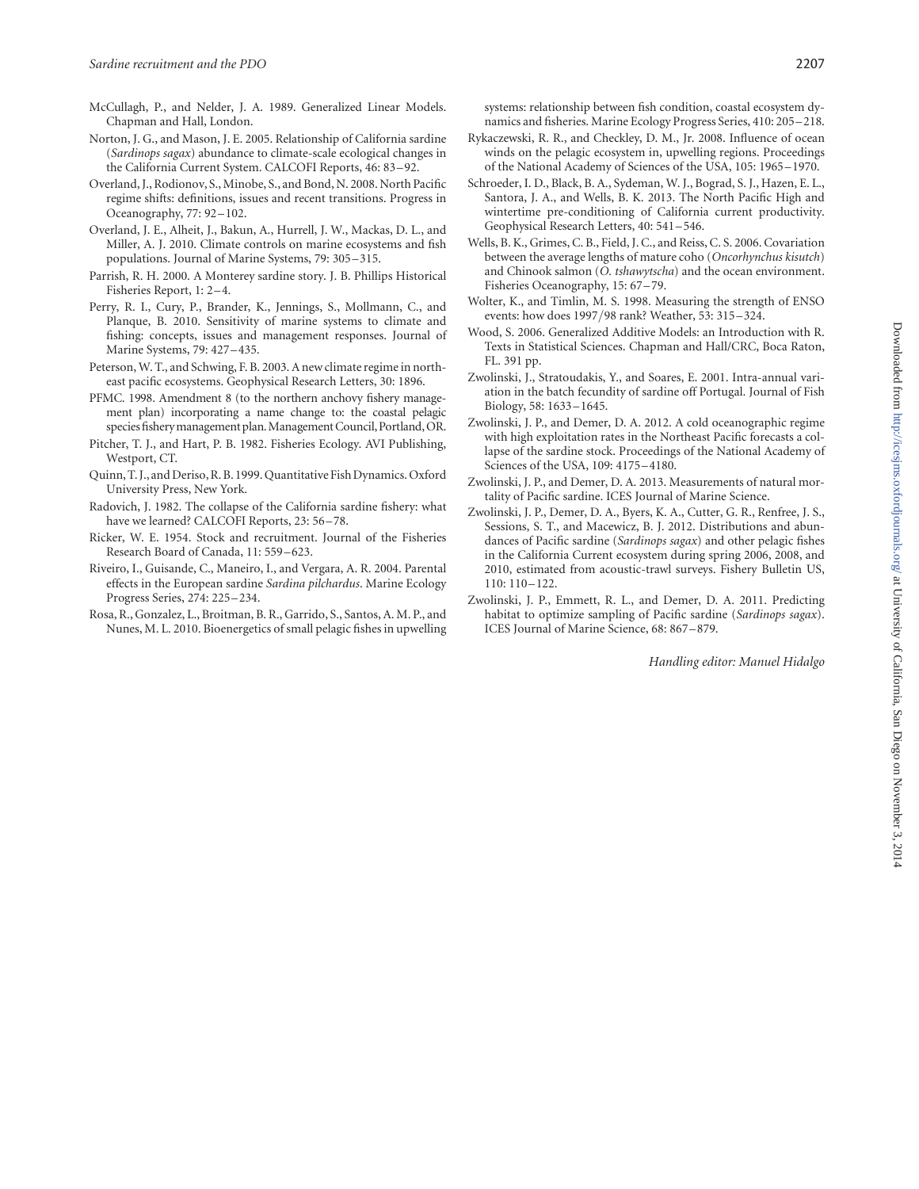McCullagh, P., and Nelder, J. A. 1989. Generalized Linear Models. Chapman and Hall, London.

Norton, J. G., and Mason, J. E. 2005. Relationship of California sardine (*Sardinops sagax*) abundance to climate-scale ecological changes in the California Current System. CALCOFI Reports, 46: 83–92.

Overland, J., Rodionov, S., Minobe, S., and Bond, N. 2008. North Pacific regime shifts: definitions, issues and recent transitions. Progress in Oceanography, 77: 92–102.

Overland, J. E., Alheit, J., Bakun, A., Hurrell, J. W., Mackas, D. L., and Miller, A. J. 2010. Climate controls on marine ecosystems and fish populations. Journal of Marine Systems, 79: 305–315.

Parrish, R. H. 2000. A Monterey sardine story. J. B. Phillips Historical Fisheries Report, 1: 2–4.

Perry, R. I., Cury, P., Brander, K., Jennings, S., Mollmann, C., and Planque, B. 2010. Sensitivity of marine systems to climate and fishing: concepts, issues and management responses. Journal of Marine Systems, 79: 427–435.

Peterson, W. T., and Schwing, F. B. 2003. A new climate regime in northeast pacific ecosystems. Geophysical Research Letters, 30: 1896.

PFMC. 1998. Amendment 8 (to the northern anchovy fishery management plan) incorporating a name change to: the coastal pelagic species fishery management plan. Management Council, Portland, OR.

Pitcher, T. J., and Hart, P. B. 1982. Fisheries Ecology. AVI Publishing, Westport, CT.

Quinn, T. J., and Deriso, R. B. 1999. Quantitative Fish Dynamics. Oxford University Press, New York.

Radovich, J. 1982. The collapse of the California sardine fishery: what have we learned? CALCOFI Reports, 23: 56–78.

Ricker, W. E. 1954. Stock and recruitment. Journal of the Fisheries Research Board of Canada, 11: 559–623.

Riveiro, I., Guisande, C., Maneiro, I., and Vergara, A. R. 2004. Parental effects in the European sardine *Sardina pilchardus*. Marine Ecology Progress Series, 274: 225–234.

Rosa, R., Gonzalez, L., Broitman, B. R., Garrido, S., Santos, A. M. P., and Nunes, M. L. 2010. Bioenergetics of small pelagic fishes in upwelling systems: relationship between fish condition, coastal ecosystem dynamics and fisheries. Marine Ecology Progress Series, 410: 205–218.

Rykaczewski, R. R., and Checkley, D. M., Jr. 2008. Influence of ocean winds on the pelagic ecosystem in, upwelling regions. Proceedings of the National Academy of Sciences of the USA, 105: 1965–1970.

Schroeder, I. D., Black, B. A., Sydeman, W. J., Bograd, S. J., Hazen, E. L., Santora, J. A., and Wells, B. K. 2013. The North Pacific High and wintertime pre-conditioning of California current productivity. Geophysical Research Letters, 40: 541–546.

Wells, B. K., Grimes, C. B., Field, J. C., and Reiss, C. S. 2006. Covariation between the average lengths of mature coho (*Oncorhynchus kisutch*) and Chinook salmon (*O. tshawytscha*) and the ocean environment. Fisheries Oceanography, 15: 67–79.

Wolter, K., and Timlin, M. S. 1998. Measuring the strength of ENSO events: how does 1997/98 rank? Weather, 53: 315–324.

Wood, S. 2006. Generalized Additive Models: an Introduction with R. Texts in Statistical Sciences. Chapman and Hall/CRC, Boca Raton, FL. 391 pp.

Zwolinski, J., Stratoudakis, Y., and Soares, E. 2001. Intra-annual variation in the batch fecundity of sardine off Portugal. Journal of Fish Biology, 58: 1633–1645.

Zwolinski, J. P., and Demer, D. A. 2012. A cold oceanographic regime with high exploitation rates in the Northeast Pacific forecasts a collapse of the sardine stock. Proceedings of the National Academy of Sciences of the USA, 109: 4175–4180.

Zwolinski, J. P., and Demer, D. A. 2013. Measurements of natural mortality of Pacific sardine. ICES Journal of Marine Science.

Zwolinski, J. P., Demer, D. A., Byers, K. A., Cutter, G. R., Renfree, J. S., Sessions, S. T., and Macewicz, B. J. 2012. Distributions and abundances of Pacific sardine (*Sardinops sagax*) and other pelagic fishes in the California Current ecosystem during spring 2006, 2008, and 2010, estimated from acoustic-trawl surveys. Fishery Bulletin US, 110: 110–122.

Zwolinski, J. P., Emmett, R. L., and Demer, D. A. 2011. Predicting habitat to optimize sampling of Pacific sardine (*Sardinops sagax*). ICES Journal of Marine Science, 68: 867–879.

*Handling editor: Manuel Hidalgo*